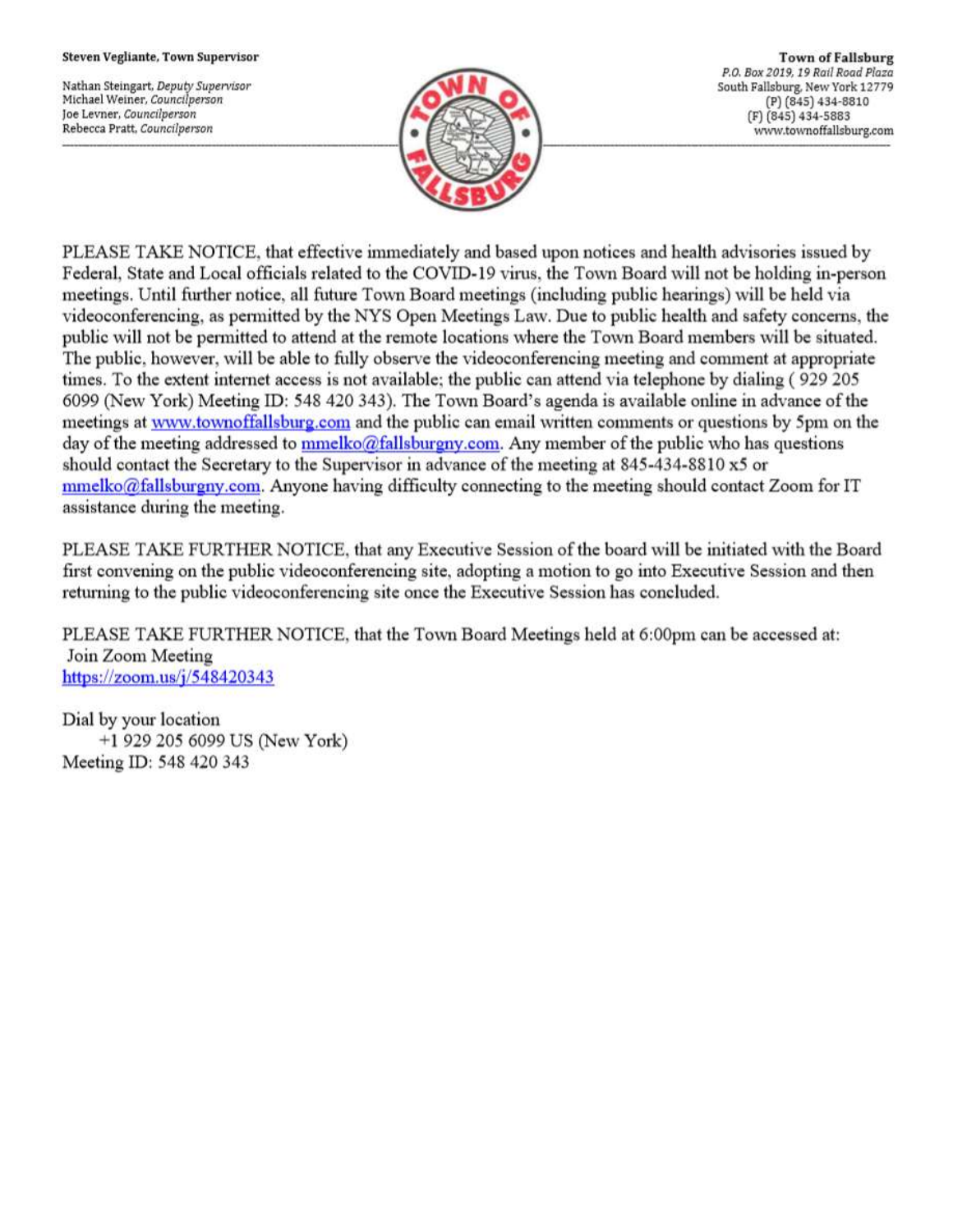**Steven Vegliante, Town Supervisor**

Nathan Steingart, *Deputy Supervisor*
Michael Weiner, *Councilperson*
Joe Levner, *Councilperson*
Rebecca Pratt, *Councilperson*

**Town of Fallsburg**
*P.O. Box 2019, 19 Rail Road Plaza*
South Fallsburg, New York 12779
(P) (845) 434-8810
(F) (845) 434-5883
www.townoffallsburg.com

---

PLEASE TAKE NOTICE, that effective immediately and based upon notices and health advisories issued by Federal, State and Local officials related to the COVID-19 virus, the Town Board will not be holding in-person meetings. Until further notice, all future Town Board meetings (including public hearings) will be held via videoconferencing, as permitted by the NYS Open Meetings Law. Due to public health and safety concerns, the public will not be permitted to attend at the remote locations where the Town Board members will be situated. The public, however, will be able to fully observe the videoconferencing meeting and comment at appropriate times. To the extent internet access is not available; the public can attend via telephone by dialing ( 929 205 6099 (New York) Meeting ID: 548 420 343). The Town Board's agenda is available online in advance of the meetings at [www.townoffallsburg.com](www.townoffallsburg.com) and the public can email written comments or questions by 5pm on the day of the meeting addressed to [mmelko@fallsburgny.com](mailto:mmelko@fallsburgny.com). Any member of the public who has questions should contact the Secretary to the Supervisor in advance of the meeting at 845-434-8810 x5 or [mmelko@fallsburgny.com](mailto:mmelko@fallsburgny.com). Anyone having difficulty connecting to the meeting should contact Zoom for IT assistance during the meeting.

PLEASE TAKE FURTHER NOTICE, that any Executive Session of the board will be initiated with the Board first convening on the public videoconferencing site, adopting a motion to go into Executive Session and then returning to the public videoconferencing site once the Executive Session has concluded.

PLEASE TAKE FURTHER NOTICE, that the Town Board Meetings held at 6:00pm can be accessed at:
Join Zoom Meeting
[https://zoom.us/j/548420343](https://zoom.us/j/548420343)

Dial by your location
+1 929 205 6099 US (New York)
Meeting ID: 548 420 343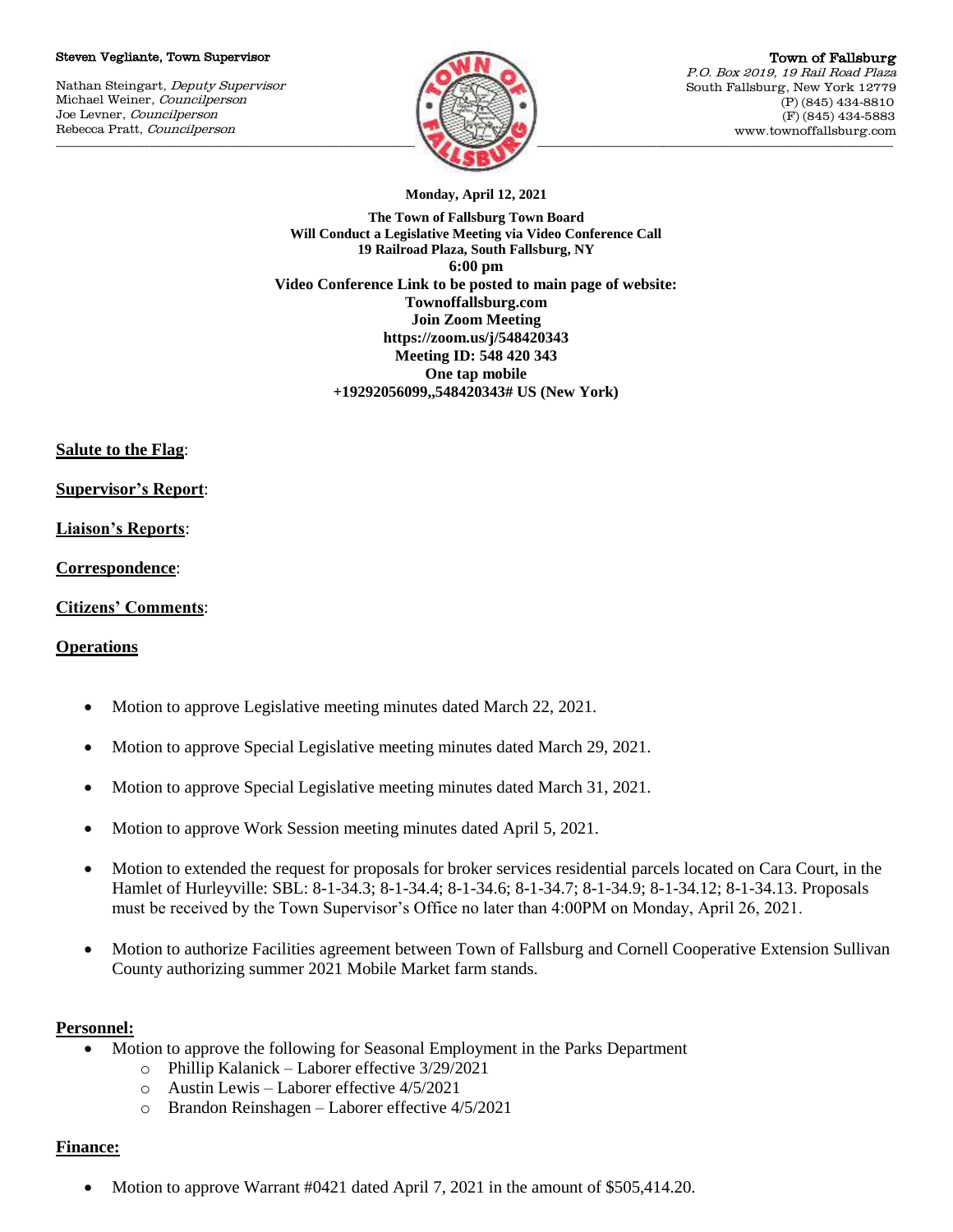Steven Vegliante, Town Supervisor

Nathan Steingart, *Deputy Supervisor*
Michael Weiner, *Councilperson*
Joe Levner, *Councilperson*
Rebecca Pratt, *Councilperson*

Town of Fallsburg
*P.O. Box 2019, 19 Rail Road Plaza*
South Fallsburg, New York 12779
(P) (845) 434-8810
(F) (845) 434-5883
www.townoffallsburg.com

**Monday, April 12, 2021**

**The Town of Fallsburg Town Board**
**Will Conduct a Legislative Meeting via Video Conference Call**
**19 Railroad Plaza, South Fallsburg, NY**
**6:00 pm**
**Video Conference Link to be posted to main page of website:**
**Townoffallsburg.com**
**Join Zoom Meeting**
**https://zoom.us/j/548420343**
**Meeting ID: 548 420 343**
**One tap mobile**
**+19292056099,,548420343# US (New York)**

**Salute to the Flag**:

**Supervisor's Report**:

**Liaison's Reports**:

**Correspondence**:

**Citizens' Comments**:

**Operations**

- Motion to approve Legislative meeting minutes dated March 22, 2021.
- Motion to approve Special Legislative meeting minutes dated March 29, 2021.
- Motion to approve Special Legislative meeting minutes dated March 31, 2021.
- Motion to approve Work Session meeting minutes dated April 5, 2021.
- Motion to extended the request for proposals for broker services residential parcels located on Cara Court, in the Hamlet of Hurleyville: SBL: 8-1-34.3; 8-1-34.4; 8-1-34.6; 8-1-34.7; 8-1-34.9; 8-1-34.12; 8-1-34.13. Proposals must be received by the Town Supervisor's Office no later than 4:00PM on Monday, April 26, 2021.
- Motion to authorize Facilities agreement between Town of Fallsburg and Cornell Cooperative Extension Sullivan County authorizing summer 2021 Mobile Market farm stands.

**Personnel:**

- Motion to approve the following for Seasonal Employment in the Parks Department
  - Phillip Kalanick – Laborer effective 3/29/2021
  - Austin Lewis – Laborer effective 4/5/2021
  - Brandon Reinshagen – Laborer effective 4/5/2021

**Finance:**

- Motion to approve Warrant #0421 dated April 7, 2021 in the amount of $505,414.20.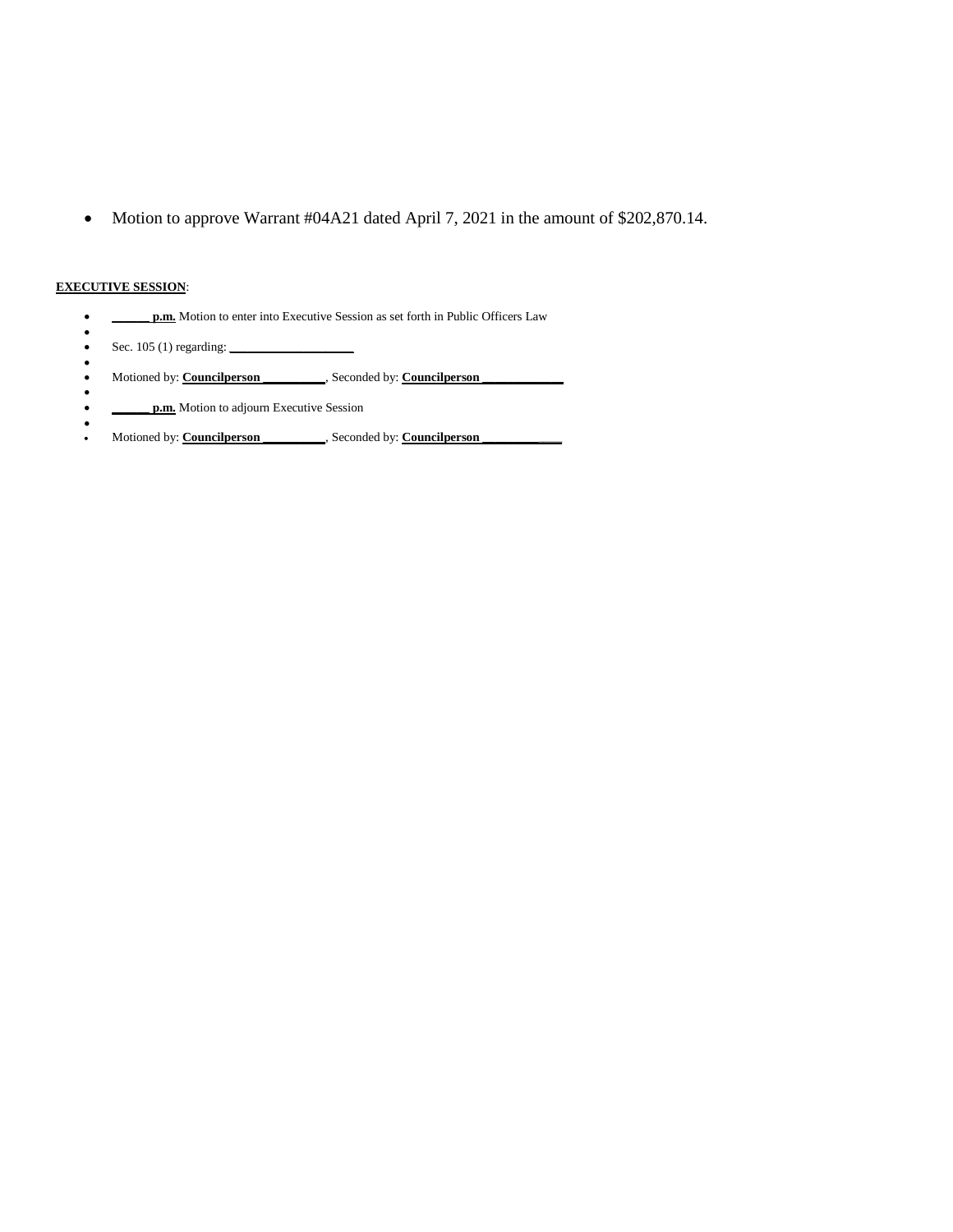- Motion to approve Warrant #04A21 dated April 7, 2021 in the amount of $202,870.14.

**EXECUTIVE SESSION**:

- **______ p.m.** Motion to enter into Executive Session as set forth in Public Officers Law
- 
- Sec. 105 (1) regarding: ___________________
- 
- Motioned by: **Councilperson __________**, Seconded by: **Councilperson ____________**
- 
- **______ p.m.** Motion to adjourn Executive Session
- 
- Motioned by: **Councilperson __________**, Seconded by: **Councilperson ____________**